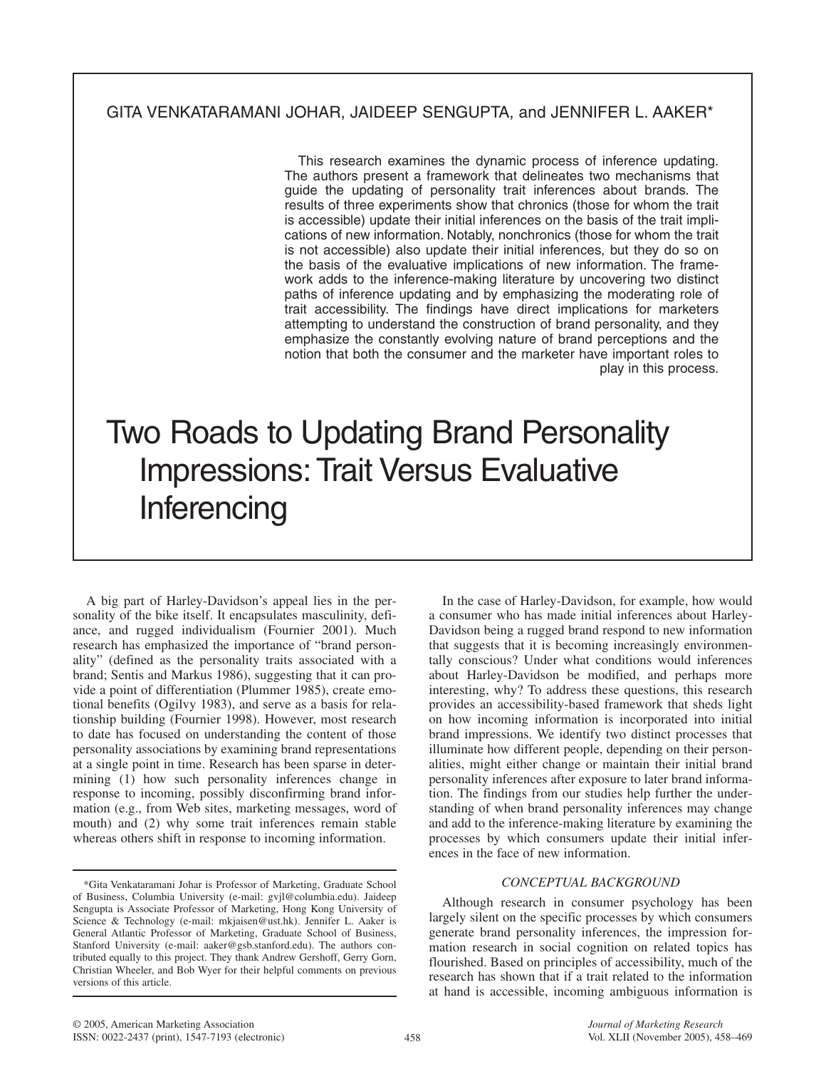GITA VENKATARAMANI JOHAR, JAIDEEP SENGUPTA, and JENNIFER L. AAKER*

This research examines the dynamic process of inference updating. The authors present a framework that delineates two mechanisms that guide the updating of personality trait inferences about brands. The results of three experiments show that chronics (those for whom the trait is accessible) update their initial inferences on the basis of the trait implications of new information. Notably, nonchronics (those for whom the trait is not accessible) also update their initial inferences, but they do so on the basis of the evaluative implications of new information. The framework adds to the inference-making literature by uncovering two distinct paths of inference updating and by emphasizing the moderating role of trait accessibility. The findings have direct implications for marketers attempting to understand the construction of brand personality, and they emphasize the constantly evolving nature of brand perceptions and the notion that both the consumer and the marketer have important roles to play in this process.

# Two Roads to Updating Brand Personality Impressions: Trait Versus Evaluative Inferencing

A big part of Harley-Davidson's appeal lies in the personality of the bike itself. It encapsulates masculinity, defiance, and rugged individualism (Fournier 2001). Much research has emphasized the importance of "brand personality" (defined as the personality traits associated with a brand; Sentis and Markus 1986), suggesting that it can provide a point of differentiation (Plummer 1985), create emotional benefits (Ogilvy 1983), and serve as a basis for relationship building (Fournier 1998). However, most research to date has focused on understanding the content of those personality associations by examining brand representations at a single point in time. Research has been sparse in determining (1) how such personality inferences change in response to incoming, possibly disconfirming brand information (e.g., from Web sites, marketing messages, word of mouth) and (2) why some trait inferences remain stable whereas others shift in response to incoming information.

In the case of Harley-Davidson, for example, how would a consumer who has made initial inferences about Harley-Davidson being a rugged brand respond to new information that suggests that it is becoming increasingly environmentally conscious? Under what conditions would inferences about Harley-Davidson be modified, and perhaps more interesting, why? To address these questions, this research provides an accessibility-based framework that sheds light on how incoming information is incorporated into initial brand impressions. We identify two distinct processes that illuminate how different people, depending on their personalities, might either change or maintain their initial brand personality inferences after exposure to later brand information. The findings from our studies help further the understanding of when brand personality inferences may change and add to the inference-making literature by examining the processes by which consumers update their initial inferences in the face of new information.

## CONCEPTUAL BACKGROUND

Although research in consumer psychology has been largely silent on the specific processes by which consumers generate brand personality inferences, the impression formation research in social cognition on related topics has flourished. Based on principles of accessibility, much of the research has shown that if a trait related to the information at hand is accessible, incoming ambiguous information is

*Gita Venkataramani Johar is Professor of Marketing, Graduate School of Business, Columbia University (e-mail: gvjl@columbia.edu). Jaideep Sengupta is Associate Professor of Marketing, Hong Kong University of Science & Technology (e-mail: mkjaisen@ust.hk). Jennifer L. Aaker is General Atlantic Professor of Marketing, Graduate School of Business, Stanford University (e-mail: aaker@gsb.stanford.edu). The authors contributed equally to this project. They thank Andrew Gershoff, Gerry Gorn, Christian Wheeler, and Bob Wyer for their helpful comments on previous versions of this article.

© 2005, American Marketing Association
ISSN: 0022-2437 (print), 1547-7193 (electronic)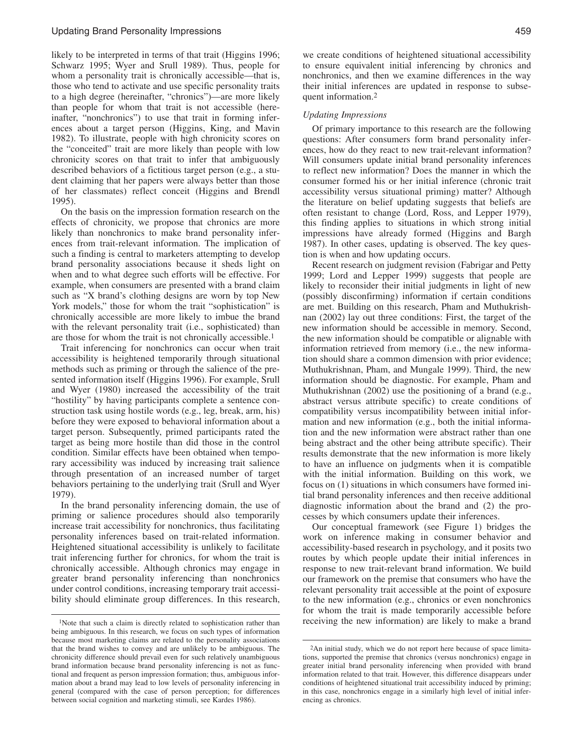likely to be interpreted in terms of that trait (Higgins 1996; Schwarz 1995; Wyer and Srull 1989). Thus, people for whom a personality trait is chronically accessible—that is, those who tend to activate and use specific personality traits to a high degree (hereinafter, "chronics")—are more likely than people for whom that trait is not accessible (hereinafter, "nonchronics") to use that trait in forming inferences about a target person (Higgins, King, and Mavin 1982). To illustrate, people with high chronicity scores on the "conceited" trait are more likely than people with low chronicity scores on that trait to infer that ambiguously described behaviors of a fictitious target person (e.g., a student claiming that her papers were always better than those of her classmates) reflect conceit (Higgins and Brendl 1995).

On the basis on the impression formation research on the effects of chronicity, we propose that chronics are more likely than nonchronics to make brand personality inferences from trait-relevant information. The implication of such a finding is central to marketers attempting to develop brand personality associations because it sheds light on when and to what degree such efforts will be effective. For example, when consumers are presented with a brand claim such as "X brand's clothing designs are worn by top New York models," those for whom the trait "sophistication" is chronically accessible are more likely to imbue the brand with the relevant personality trait (i.e., sophisticated) than are those for whom the trait is not chronically accessible.[1]

Trait inferencing for nonchronics can occur when trait accessibility is heightened temporarily through situational methods such as priming or through the salience of the presented information itself (Higgins 1996). For example, Srull and Wyer (1980) increased the accessibility of the trait "hostility" by having participants complete a sentence construction task using hostile words (e.g., leg, break, arm, his) before they were exposed to behavioral information about a target person. Subsequently, primed participants rated the target as being more hostile than did those in the control condition. Similar effects have been obtained when temporary accessibility was induced by increasing trait salience through presentation of an increased number of target behaviors pertaining to the underlying trait (Srull and Wyer 1979).

In the brand personality inferencing domain, the use of priming or salience procedures should also temporarily increase trait accessibility for nonchronics, thus facilitating personality inferences based on trait-related information. Heightened situational accessibility is unlikely to facilitate trait inferencing further for chronics, for whom the trait is chronically accessible. Although chronics may engage in greater brand personality inferencing than nonchronics under control conditions, increasing temporary trait accessibility should eliminate group differences. In this research, we create conditions of heightened situational accessibility to ensure equivalent initial inferencing by chronics and nonchronics, and then we examine differences in the way their initial inferences are updated in response to subsequent information.[2]

### *Updating Impressions*

Of primary importance to this research are the following questions: After consumers form brand personality inferences, how do they react to new trait-relevant information? Will consumers update initial brand personality inferences to reflect new information? Does the manner in which the consumer formed his or her initial inference (chronic trait accessibility versus situational priming) matter? Although the literature on belief updating suggests that beliefs are often resistant to change (Lord, Ross, and Lepper 1979), this finding applies to situations in which strong initial impressions have already formed (Higgins and Bargh 1987). In other cases, updating is observed. The key question is when and how updating occurs.

Recent research on judgment revision (Fabrigar and Petty 1999; Lord and Lepper 1999) suggests that people are likely to reconsider their initial judgments in light of new (possibly disconfirming) information if certain conditions are met. Building on this research, Pham and Muthukrishnan (2002) lay out three conditions: First, the target of the new information should be accessible in memory. Second, the new information should be compatible or alignable with information retrieved from memory (i.e., the new information should share a common dimension with prior evidence; Muthukrishnan, Pham, and Mungale 1999). Third, the new information should be diagnostic. For example, Pham and Muthukrishnan (2002) use the positioning of a brand (e.g., abstract versus attribute specific) to create conditions of compatibility versus incompatibility between initial information and new information (e.g., both the initial information and the new information were abstract rather than one being abstract and the other being attribute specific). Their results demonstrate that the new information is more likely to have an influence on judgments when it is compatible with the initial information. Building on this work, we focus on (1) situations in which consumers have formed initial brand personality inferences and then receive additional diagnostic information about the brand and (2) the processes by which consumers update their inferences.

Our conceptual framework (see Figure 1) bridges the work on inference making in consumer behavior and accessibility-based research in psychology, and it posits two routes by which people update their initial inferences in response to new trait-relevant brand information. We build our framework on the premise that consumers who have the relevant personality trait accessible at the point of exposure to the new information (e.g., chronics or even nonchronics for whom the trait is made temporarily accessible before receiving the new information) are likely to make a brand

[1]Note that such a claim is directly related to sophistication rather than being ambiguous. In this research, we focus on such types of information because most marketing claims are related to the personality associations that the brand wishes to convey and are unlikely to be ambiguous. The chronicity difference should prevail even for such relatively unambiguous brand information because brand personality inferencing is not as functional and frequent as person impression formation; thus, ambiguous information about a brand may lead to low levels of personality inferencing in general (compared with the case of person perception; for differences between social cognition and marketing stimuli, see Kardes 1986).

[2]An initial study, which we do not report here because of space limitations, supported the premise that chronics (versus nonchronics) engage in greater initial brand personality inferencing when provided with brand information related to that trait. However, this difference disappears under conditions of heightened situational trait accessibility induced by priming; in this case, nonchronics engage in a similarly high level of initial inferencing as chronics.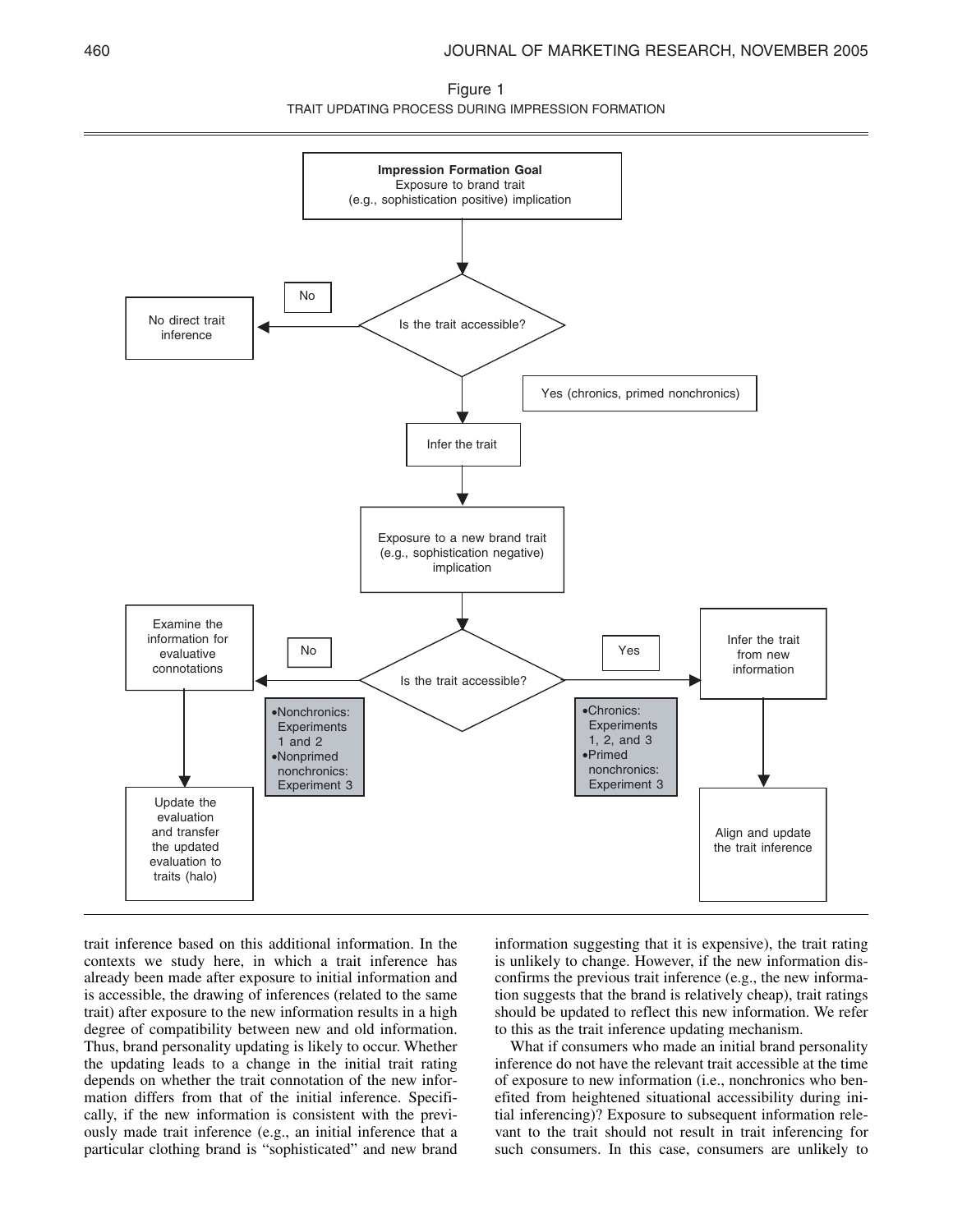Figure 1

TRAIT UPDATING PROCESS DURING IMPRESSION FORMATION

**Impression Formation Goal**
Exposure to brand trait (e.g., sophistication positive) implication

Is the trait accessible?

No → No direct trait inference

Yes (chronics, primed nonchronics) → Infer the trait

Exposure to a new brand trait (e.g., sophistication negative) implication

Is the trait accessible?

No → Examine the information for evaluative connotations → Update the evaluation and transfer the updated evaluation to traits (halo)

- Nonchronics: Experiments 1 and 2
- Nonprimed nonchronics: Experiment 3

Yes → Infer the trait from new information → Align and update the trait inference

- Chronics: Experiments 1, 2, and 3
- Primed nonchronics: Experiment 3

trait inference based on this additional information. In the contexts we study here, in which a trait inference has already been made after exposure to initial information and is accessible, the drawing of inferences (related to the same trait) after exposure to the new information results in a high degree of compatibility between new and old information. Thus, brand personality updating is likely to occur. Whether the updating leads to a change in the initial trait rating depends on whether the trait connotation of the new information differs from that of the initial inference. Specifically, if the new information is consistent with the previously made trait inference (e.g., an initial inference that a particular clothing brand is "sophisticated" and new brand information suggesting that it is expensive), the trait rating is unlikely to change. However, if the new information disconfirms the previous trait inference (e.g., the new information suggests that the brand is relatively cheap), trait ratings should be updated to reflect this new information. We refer to this as the trait inference updating mechanism.

What if consumers who made an initial brand personality inference do not have the relevant trait accessible at the time of exposure to new information (i.e., nonchronics who benefited from heightened situational accessibility during initial inferencing)? Exposure to subsequent information relevant to the trait should not result in trait inferencing for such consumers. In this case, consumers are unlikely to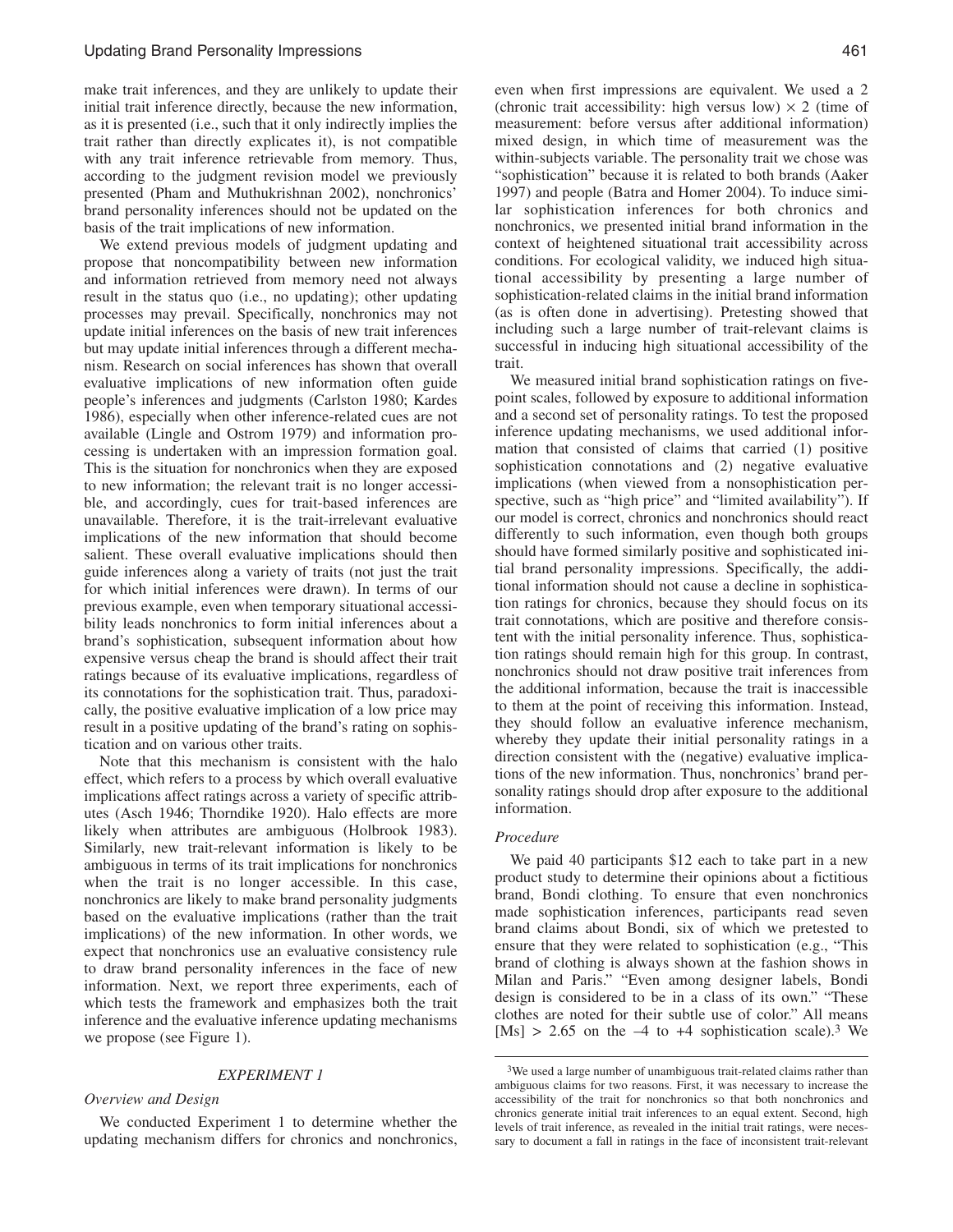make trait inferences, and they are unlikely to update their initial trait inference directly, because the new information, as it is presented (i.e., such that it only indirectly implies the trait rather than directly explicates it), is not compatible with any trait inference retrievable from memory. Thus, according to the judgment revision model we previously presented (Pham and Muthukrishnan 2002), nonchronics' brand personality inferences should not be updated on the basis of the trait implications of new information.

We extend previous models of judgment updating and propose that noncompatibility between new information and information retrieved from memory need not always result in the status quo (i.e., no updating); other updating processes may prevail. Specifically, nonchronics may not update initial inferences on the basis of new trait inferences but may update initial inferences through a different mechanism. Research on social inferences has shown that overall evaluative implications of new information often guide people's inferences and judgments (Carlston 1980; Kardes 1986), especially when other inference-related cues are not available (Lingle and Ostrom 1979) and information processing is undertaken with an impression formation goal. This is the situation for nonchronics when they are exposed to new information; the relevant trait is no longer accessible, and accordingly, cues for trait-based inferences are unavailable. Therefore, it is the trait-irrelevant evaluative implications of the new information that should become salient. These overall evaluative implications should then guide inferences along a variety of traits (not just the trait for which initial inferences were drawn). In terms of our previous example, even when temporary situational accessibility leads nonchronics to form initial inferences about a brand's sophistication, subsequent information about how expensive versus cheap the brand is should affect their trait ratings because of its evaluative implications, regardless of its connotations for the sophistication trait. Thus, paradoxically, the positive evaluative implication of a low price may result in a positive updating of the brand's rating on sophistication and on various other traits.

Note that this mechanism is consistent with the halo effect, which refers to a process by which overall evaluative implications affect ratings across a variety of specific attributes (Asch 1946; Thorndike 1920). Halo effects are more likely when attributes are ambiguous (Holbrook 1983). Similarly, new trait-relevant information is likely to be ambiguous in terms of its trait implications for nonchronics when the trait is no longer accessible. In this case, nonchronics are likely to make brand personality judgments based on the evaluative implications (rather than the trait implications) of the new information. In other words, we expect that nonchronics use an evaluative consistency rule to draw brand personality inferences in the face of new information. Next, we report three experiments, each of which tests the framework and emphasizes both the trait inference and the evaluative inference updating mechanisms we propose (see Figure 1).

## *EXPERIMENT 1*

### *Overview and Design*

We conducted Experiment 1 to determine whether the updating mechanism differs for chronics and nonchronics, even when first impressions are equivalent. We used a 2 (chronic trait accessibility: high versus low) × 2 (time of measurement: before versus after additional information) mixed design, in which time of measurement was the within-subjects variable. The personality trait we chose was "sophistication" because it is related to both brands (Aaker 1997) and people (Batra and Homer 2004). To induce similar sophistication inferences for both chronics and nonchronics, we presented initial brand information in the context of heightened situational trait accessibility across conditions. For ecological validity, we induced high situational accessibility by presenting a large number of sophistication-related claims in the initial brand information (as is often done in advertising). Pretesting showed that including such a large number of trait-relevant claims is successful in inducing high situational accessibility of the trait.

We measured initial brand sophistication ratings on five-point scales, followed by exposure to additional information and a second set of personality ratings. To test the proposed inference updating mechanisms, we used additional information that consisted of claims that carried (1) positive sophistication connotations and (2) negative evaluative implications (when viewed from a nonsophistication perspective, such as "high price" and "limited availability"). If our model is correct, chronics and nonchronics should react differently to such information, even though both groups should have formed similarly positive and sophisticated initial brand personality impressions. Specifically, the additional information should not cause a decline in sophistication ratings for chronics, because they should focus on its trait connotations, which are positive and therefore consistent with the initial personality inference. Thus, sophistication ratings should remain high for this group. In contrast, nonchronics should not draw positive trait inferences from the additional information, because the trait is inaccessible to them at the point of receiving this information. Instead, they should follow an evaluative inference mechanism, whereby they update their initial personality ratings in a direction consistent with the (negative) evaluative implications of the new information. Thus, nonchronics' brand personality ratings should drop after exposure to the additional information.

### *Procedure*

We paid 40 participants $12 each to take part in a new product study to determine their opinions about a fictitious brand, Bondi clothing. To ensure that even nonchronics made sophistication inferences, participants read seven brand claims about Bondi, six of which we pretested to ensure that they were related to sophistication (e.g., "This brand of clothing is always shown at the fashion shows in Milan and Paris." "Even among designer labels, Bondi design is considered to be in a class of its own." "These clothes are noted for their subtle use of color." All means [Ms] > 2.65 on the –4 to +4 sophistication scale).[3] We

[3]We used a large number of unambiguous trait-related claims rather than ambiguous claims for two reasons. First, it was necessary to increase the accessibility of the trait for nonchronics so that both nonchronics and chronics generate initial trait inferences to an equal extent. Second, high levels of trait inference, as revealed in the initial trait ratings, were necessary to document a fall in ratings in the face of inconsistent trait-relevant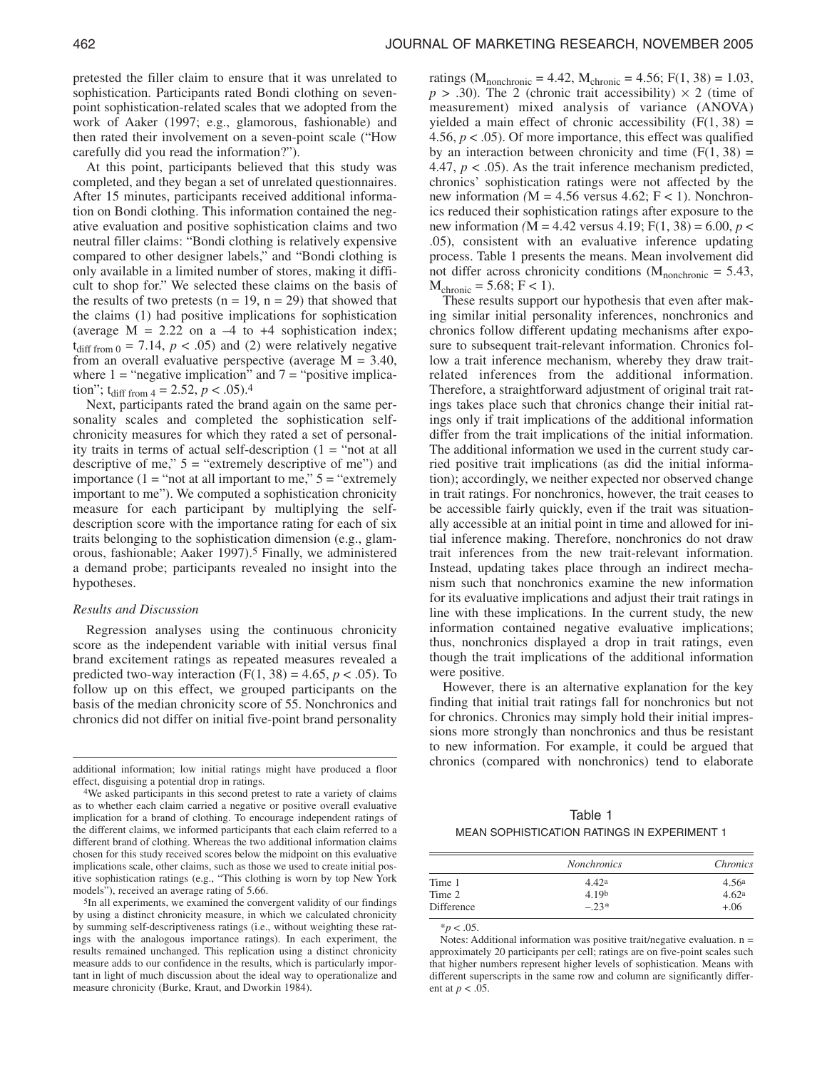pretested the filler claim to ensure that it was unrelated to sophistication. Participants rated Bondi clothing on seven-point sophistication-related scales that we adopted from the work of Aaker (1997; e.g., glamorous, fashionable) and then rated their involvement on a seven-point scale ("How carefully did you read the information?").

At this point, participants believed that this study was completed, and they began a set of unrelated questionnaires. After 15 minutes, participants received additional information on Bondi clothing. This information contained the negative evaluation and positive sophistication claims and two neutral filler claims: "Bondi clothing is relatively expensive compared to other designer labels," and "Bondi clothing is only available in a limited number of stores, making it difficult to shop for." We selected these claims on the basis of the results of two pretests (n = 19, n = 29) that showed that the claims (1) had positive implications for sophistication (average M = 2.22 on a –4 to +4 sophistication index; $t_{\text{diff from } 0} = 7.14$, $p < .05$) and (2) were relatively negative from an overall evaluative perspective (average M = 3.40, where 1 = "negative implication" and 7 = "positive implication"; $t_{\text{diff from } 4} = 2.52$, $p < .05$).[4]

Next, participants rated the brand again on the same personality scales and completed the sophistication self-chronicity measures for which they rated a set of personality traits in terms of actual self-description (1 = "not at all descriptive of me," 5 = "extremely descriptive of me") and importance (1 = "not at all important to me," 5 = "extremely important to me"). We computed a sophistication chronicity measure for each participant by multiplying the self-description score with the importance rating for each of six traits belonging to the sophistication dimension (e.g., glamorous, fashionable; Aaker 1997).[5] Finally, we administered a demand probe; participants revealed no insight into the hypotheses.

### *Results and Discussion*

Regression analyses using the continuous chronicity score as the independent variable with initial versus final brand excitement ratings as repeated measures revealed a predicted two-way interaction ($F(1, 38) = 4.65$, $p < .05$). To follow up on this effect, we grouped participants on the basis of the median chronicity score of 55. Nonchronics and chronics did not differ on initial five-point brand personality ratings ($M_{\text{nonchronic}} = 4.42$, $M_{\text{chronic}} = 4.56$; $F(1, 38) = 1.03$, $p > .30$). The 2 (chronic trait accessibility) × 2 (time of measurement) mixed analysis of variance (ANOVA) yielded a main effect of chronic accessibility ($F(1, 38) = 4.56$, $p < .05$). Of more importance, this effect was qualified by an interaction between chronicity and time ($F(1, 38) = 4.47$, $p < .05$). As the trait inference mechanism predicted, chronics' sophistication ratings were not affected by the new information (M = 4.56 versus 4.62; F < 1). Nonchronics reduced their sophistication ratings after exposure to the new information (M = 4.42 versus 4.19; $F(1, 38) = 6.00$, $p < .05$), consistent with an evaluative inference updating process. Table 1 presents the means. Mean involvement did not differ across chronicity conditions ($M_{\text{nonchronic}} = 5.43$, $M_{\text{chronic}} = 5.68$; F < 1).

These results support our hypothesis that even after making similar initial personality inferences, nonchronics and chronics follow different updating mechanisms after exposure to subsequent trait-relevant information. Chronics follow a trait inference mechanism, whereby they draw trait-related inferences from the additional information. Therefore, a straightforward adjustment of original trait ratings takes place such that chronics change their initial ratings only if trait implications of the additional information differ from the trait implications of the initial information. The additional information we used in the current study carried positive trait implications (as did the initial information); accordingly, we neither expected nor observed change in trait ratings. For nonchronics, however, the trait ceases to be accessible fairly quickly, even if the trait was situationally accessible at an initial point in time and allowed for initial inference making. Therefore, nonchronics do not draw trait inferences from the new trait-relevant information. Instead, updating takes place through an indirect mechanism such that nonchronics examine the new information for its evaluative implications and adjust their trait ratings in line with these implications. In the current study, the new information contained negative evaluative implications; thus, nonchronics displayed a drop in trait ratings, even though the trait implications of the additional information were positive.

However, there is an alternative explanation for the key finding that initial trait ratings fall for nonchronics but not for chronics. Chronics may simply hold their initial impressions more strongly than nonchronics and thus be resistant to new information. For example, it could be argued that chronics (compared with nonchronics) tend to elaborate

Table 1

MEAN SOPHISTICATION RATINGS IN EXPERIMENT 1

| | *Nonchronics* | *Chronics* |
|---|---|---|
| Time 1 | 4.42[a] | 4.56[a] |
| Time 2 | 4.19[b] | 4.62[a] |
| Difference | –.23* | +.06 |

*$p < .05$.

Notes: Additional information was positive trait/negative evaluation. n = approximately 20 participants per cell; ratings are on five-point scales such that higher numbers represent higher levels of sophistication. Means with different superscripts in the same row and column are significantly different at $p < .05$.

additional information; low initial ratings might have produced a floor effect, disguising a potential drop in ratings.

[4]We asked participants in this second pretest to rate a variety of claims as to whether each claim carried a negative or positive overall evaluative implication for a brand of clothing. To encourage independent ratings of the different claims, we informed participants that each claim referred to a different brand of clothing. Whereas the two additional information claims chosen for this study received scores below the midpoint on this evaluative implications scale, other claims, such as those we used to create initial positive sophistication ratings (e.g., "This clothing is worn by top New York models"), received an average rating of 5.66.

[5]In all experiments, we examined the convergent validity of our findings by using a distinct chronicity measure, in which we calculated chronicity by summing self-descriptiveness ratings (i.e., without weighting these ratings with the analogous importance ratings). In each experiment, the results remained unchanged. This replication using a distinct chronicity measure adds to our confidence in the results, which is particularly important in light of much discussion about the ideal way to operationalize and measure chronicity (Burke, Kraut, and Dworkin 1984).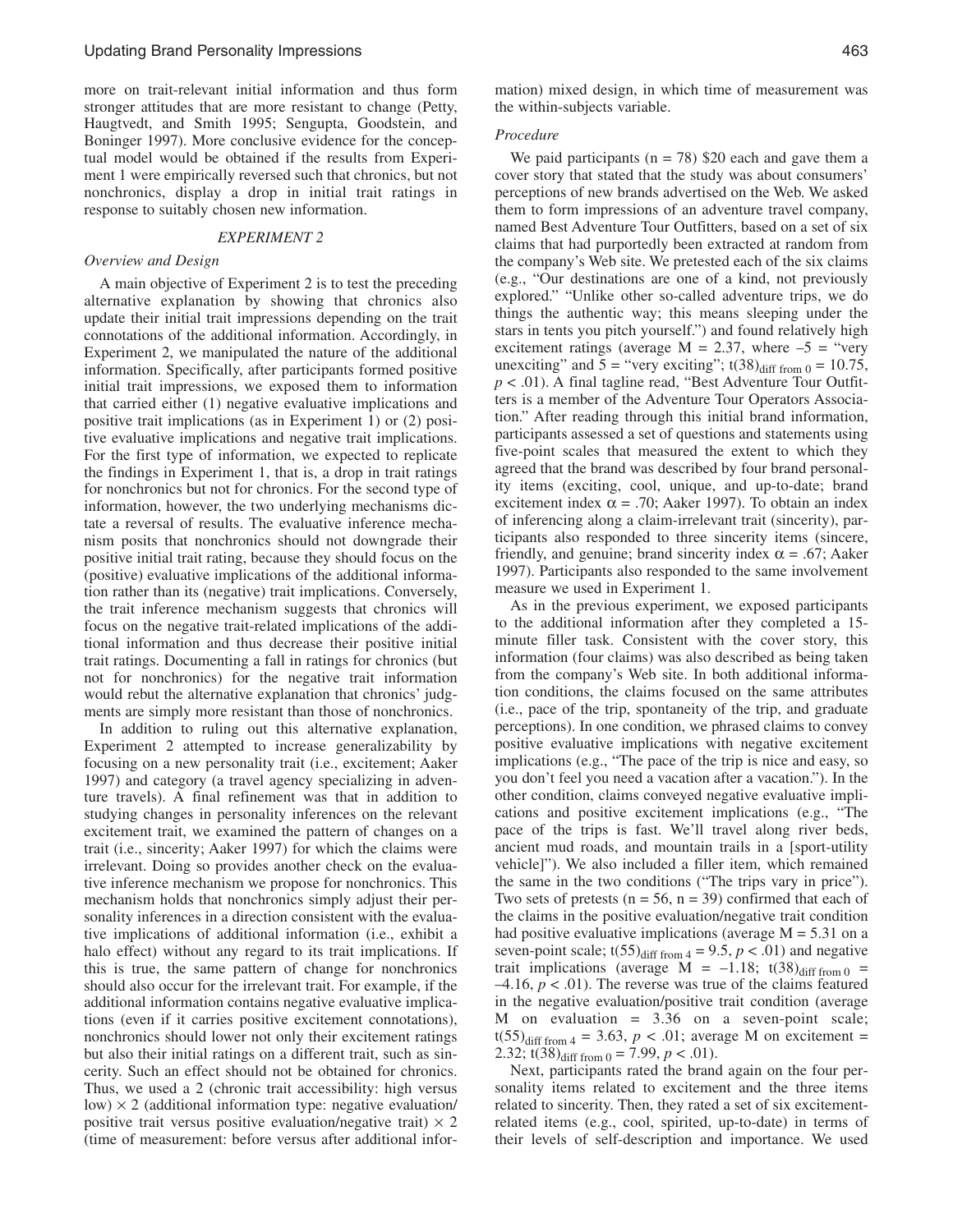more on trait-relevant initial information and thus form stronger attitudes that are more resistant to change (Petty, Haugtvedt, and Smith 1995; Sengupta, Goodstein, and Boninger 1997). More conclusive evidence for the conceptual model would be obtained if the results from Experiment 1 were empirically reversed such that chronics, but not nonchronics, display a drop in initial trait ratings in response to suitably chosen new information.

## EXPERIMENT 2

### Overview and Design

A main objective of Experiment 2 is to test the preceding alternative explanation by showing that chronics also update their initial trait impressions depending on the trait connotations of the additional information. Accordingly, in Experiment 2, we manipulated the nature of the additional information. Specifically, after participants formed positive initial trait impressions, we exposed them to information that carried either (1) negative evaluative implications and positive trait implications (as in Experiment 1) or (2) positive evaluative implications and negative trait implications. For the first type of information, we expected to replicate the findings in Experiment 1, that is, a drop in trait ratings for nonchronics but not for chronics. For the second type of information, however, the two underlying mechanisms dictate a reversal of results. The evaluative inference mechanism posits that nonchronics should not downgrade their positive initial trait rating, because they should focus on the (positive) evaluative implications of the additional information rather than its (negative) trait implications. Conversely, the trait inference mechanism suggests that chronics will focus on the negative trait-related implications of the additional information and thus decrease their positive initial trait ratings. Documenting a fall in ratings for chronics (but not for nonchronics) for the negative trait information would rebut the alternative explanation that chronics' judgments are simply more resistant than those of nonchronics.

In addition to ruling out this alternative explanation, Experiment 2 attempted to increase generalizability by focusing on a new personality trait (i.e., excitement; Aaker 1997) and category (a travel agency specializing in adventure travels). A final refinement was that in addition to studying changes in personality inferences on the relevant excitement trait, we examined the pattern of changes on a trait (i.e., sincerity; Aaker 1997) for which the claims were irrelevant. Doing so provides another check on the evaluative inference mechanism we propose for nonchronics. This mechanism holds that nonchronics simply adjust their personality inferences in a direction consistent with the evaluative implications of additional information (i.e., exhibit a halo effect) without any regard to its trait implications. If this is true, the same pattern of change for nonchronics should also occur for the irrelevant trait. For example, if the additional information contains negative evaluative implications (even if it carries positive excitement connotations), nonchronics should lower not only their excitement ratings but also their initial ratings on a different trait, such as sincerity. Such an effect should not be obtained for chronics. Thus, we used a 2 (chronic trait accessibility: high versus low) × 2 (additional information type: negative evaluation/positive trait versus positive evaluation/negative trait) × 2 (time of measurement: before versus after additional information) mixed design, in which time of measurement was the within-subjects variable.

### Procedure

We paid participants ($n = 78$) \$20 each and gave them a cover story that stated that the study was about consumers' perceptions of new brands advertised on the Web. We asked them to form impressions of an adventure travel company, named Best Adventure Tour Outfitters, based on a set of six claims that had purportedly been extracted at random from the company's Web site. We pretested each of the six claims (e.g., "Our destinations are one of a kind, not previously explored." "Unlike other so-called adventure trips, we do things the authentic way; this means sleeping under the stars in tents you pitch yourself.") and found relatively high excitement ratings (average $M = 2.37$, where $-5$ = "very unexciting" and $5$ = "very exciting"; $t(38)_{\text{diff from } 0} = 10.75$, $p < .01$). A final tagline read, "Best Adventure Tour Outfitters is a member of the Adventure Tour Operators Association." After reading through this initial brand information, participants assessed a set of questions and statements using five-point scales that measured the extent to which they agreed that the brand was described by four brand personality items (exciting, cool, unique, and up-to-date; brand excitement index $\alpha = .70$; Aaker 1997). To obtain an index of inferencing along a claim-irrelevant trait (sincerity), participants also responded to three sincerity items (sincere, friendly, and genuine; brand sincerity index $\alpha = .67$; Aaker 1997). Participants also responded to the same involvement measure we used in Experiment 1.

As in the previous experiment, we exposed participants to the additional information after they completed a 15-minute filler task. Consistent with the cover story, this information (four claims) was also described as being taken from the company's Web site. In both additional information conditions, the claims focused on the same attributes (i.e., pace of the trip, spontaneity of the trip, and graduate perceptions). In one condition, we phrased claims to convey positive evaluative implications with negative excitement implications (e.g., "The pace of the trip is nice and easy, so you don't feel you need a vacation after a vacation."). In the other condition, claims conveyed negative evaluative implications and positive excitement implications (e.g., "The pace of the trips is fast. We'll travel along river beds, ancient mud roads, and mountain trails in a [sport-utility vehicle]"). We also included a filler item, which remained the same in the two conditions ("The trips vary in price"). Two sets of pretests ($n = 56$, $n = 39$) confirmed that each of the claims in the positive evaluation/negative trait condition had positive evaluative implications (average $M = 5.31$ on a seven-point scale; $t(55)_{\text{diff from } 4} = 9.5$, $p < .01$) and negative trait implications (average $M = -1.18$; $t(38)_{\text{diff from } 0} = -4.16$, $p < .01$). The reverse was true of the claims featured in the negative evaluation/positive trait condition (average $M$ on evaluation $= 3.36$ on a seven-point scale; $t(55)_{\text{diff from } 4} = 3.63$, $p < .01$; average $M$ on excitement $= 2.32$; $t(38)_{\text{diff from } 0} = 7.99$, $p < .01$).

Next, participants rated the brand again on the four personality items related to excitement and the three items related to sincerity. Then, they rated a set of six excitement-related items (e.g., cool, spirited, up-to-date) in terms of their levels of self-description and importance. We used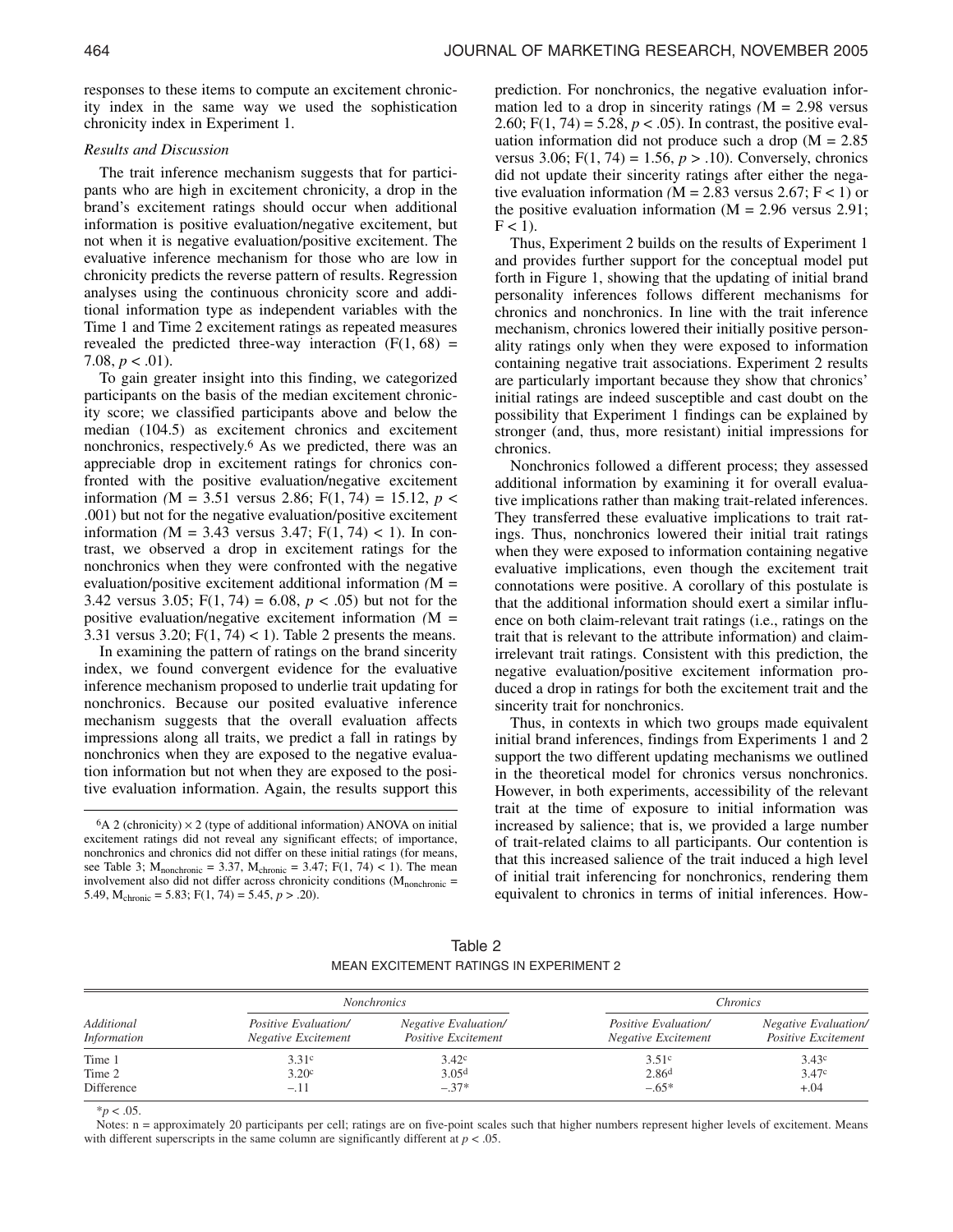responses to these items to compute an excitement chronicity index in the same way we used the sophistication chronicity index in Experiment 1.

### *Results and Discussion*

The trait inference mechanism suggests that for participants who are high in excitement chronicity, a drop in the brand's excitement ratings should occur when additional information is positive evaluation/negative excitement, but not when it is negative evaluation/positive excitement. The evaluative inference mechanism for those who are low in chronicity predicts the reverse pattern of results. Regression analyses using the continuous chronicity score and additional information type as independent variables with the Time 1 and Time 2 excitement ratings as repeated measures revealed the predicted three-way interaction ($F(1, 68) = 7.08$, $p < .01$).

To gain greater insight into this finding, we categorized participants on the basis of the median excitement chronicity score; we classified participants above and below the median (104.5) as excitement chronics and excitement nonchronics, respectively.[6] As we predicted, there was an appreciable drop in excitement ratings for chronics confronted with the positive evaluation/negative excitement information ($M = 3.51$ versus 2.86; $F(1, 74) = 15.12$, $p < .001$) but not for the negative evaluation/positive excitement information ($M = 3.43$ versus 3.47; $F(1, 74) < 1$). In contrast, we observed a drop in excitement ratings for the nonchronics when they were confronted with the negative evaluation/positive excitement additional information ($M = 3.42$ versus 3.05; $F(1, 74) = 6.08$, $p < .05$) but not for the positive evaluation/negative excitement information ($M = 3.31$ versus 3.20; $F(1, 74) < 1$). Table 2 presents the means.

In examining the pattern of ratings on the brand sincerity index, we found convergent evidence for the evaluative inference mechanism proposed to underlie trait updating for nonchronics. Because our posited evaluative inference mechanism suggests that the overall evaluation affects impressions along all traits, we predict a fall in ratings by nonchronics when they are exposed to the negative evaluation information but not when they are exposed to the positive evaluation information. Again, the results support this prediction. For nonchronics, the negative evaluation information led to a drop in sincerity ratings ($M = 2.98$ versus 2.60; $F(1, 74) = 5.28$, $p < .05$). In contrast, the positive evaluation information did not produce such a drop ($M = 2.85$ versus 3.06; $F(1, 74) = 1.56$, $p > .10$). Conversely, chronics did not update their sincerity ratings after either the negative evaluation information ($M = 2.83$ versus 2.67; $F < 1$) or the positive evaluation information ($M = 2.96$ versus 2.91; $F < 1$).

Thus, Experiment 2 builds on the results of Experiment 1 and provides further support for the conceptual model put forth in Figure 1, showing that the updating of initial brand personality inferences follows different mechanisms for chronics and nonchronics. In line with the trait inference mechanism, chronics lowered their initially positive personality ratings only when they were exposed to information containing negative trait associations. Experiment 2 results are particularly important because they show that chronics' initial ratings are indeed susceptible and cast doubt on the possibility that Experiment 1 findings can be explained by stronger (and, thus, more resistant) initial impressions for chronics.

Nonchronics followed a different process; they assessed additional information by examining it for overall evaluative implications rather than making trait-related inferences. They transferred these evaluative implications to trait ratings. Thus, nonchronics lowered their initial trait ratings when they were exposed to information containing negative evaluative implications, even though the excitement trait connotations were positive. A corollary of this postulate is that the additional information should exert a similar influence on both claim-relevant trait ratings (i.e., ratings on the trait that is relevant to the attribute information) and claim-irrelevant trait ratings. Consistent with this prediction, the negative evaluation/positive excitement information produced a drop in ratings for both the excitement trait and the sincerity trait for nonchronics.

Thus, in contexts in which two groups made equivalent initial brand inferences, findings from Experiments 1 and 2 support the two different updating mechanisms we outlined in the theoretical model for chronics versus nonchronics. However, in both experiments, accessibility of the relevant trait at the time of exposure to initial information was increased by salience; that is, we provided a large number of trait-related claims to all participants. Our contention is that this increased salience of the trait induced a high level of initial trait inferencing for nonchronics, rendering them equivalent to chronics in terms of initial inferences. How-

[6] A 2 (chronicity) × 2 (type of additional information) ANOVA on initial excitement ratings did not reveal any significant effects; of importance, nonchronics and chronics did not differ on these initial ratings (for means, see Table 3; $M_{nonchronic} = 3.37$, $M_{chronic} = 3.47$; $F(1, 74) < 1$). The mean involvement also did not differ across chronicity conditions ($M_{nonchronic} = 5.49$, $M_{chronic} = 5.83$; $F(1, 74) = 5.45$, $p > .20$).

Table 2
MEAN EXCITEMENT RATINGS IN EXPERIMENT 2

| | *Nonchronics* | | *Chronics* | |
|---|---|---|---|---|
| *Additional Information* | *Positive Evaluation/ Negative Excitement* | *Negative Evaluation/ Positive Excitement* | *Positive Evaluation/ Negative Excitement* | *Negative Evaluation/ Positive Excitement* |
| Time 1 | 3.31[c] | 3.42[c] | 3.51[c] | 3.43[c] |
| Time 2 | 3.20[c] | 3.05[d] | 2.86[d] | 3.47[c] |
| Difference | –.11 | –.37* | –.65* | +.04 |

*$p < .05$.

Notes: n = approximately 20 participants per cell; ratings are on five-point scales such that higher numbers represent higher levels of excitement. Means with different superscripts in the same column are significantly different at $p < .05$.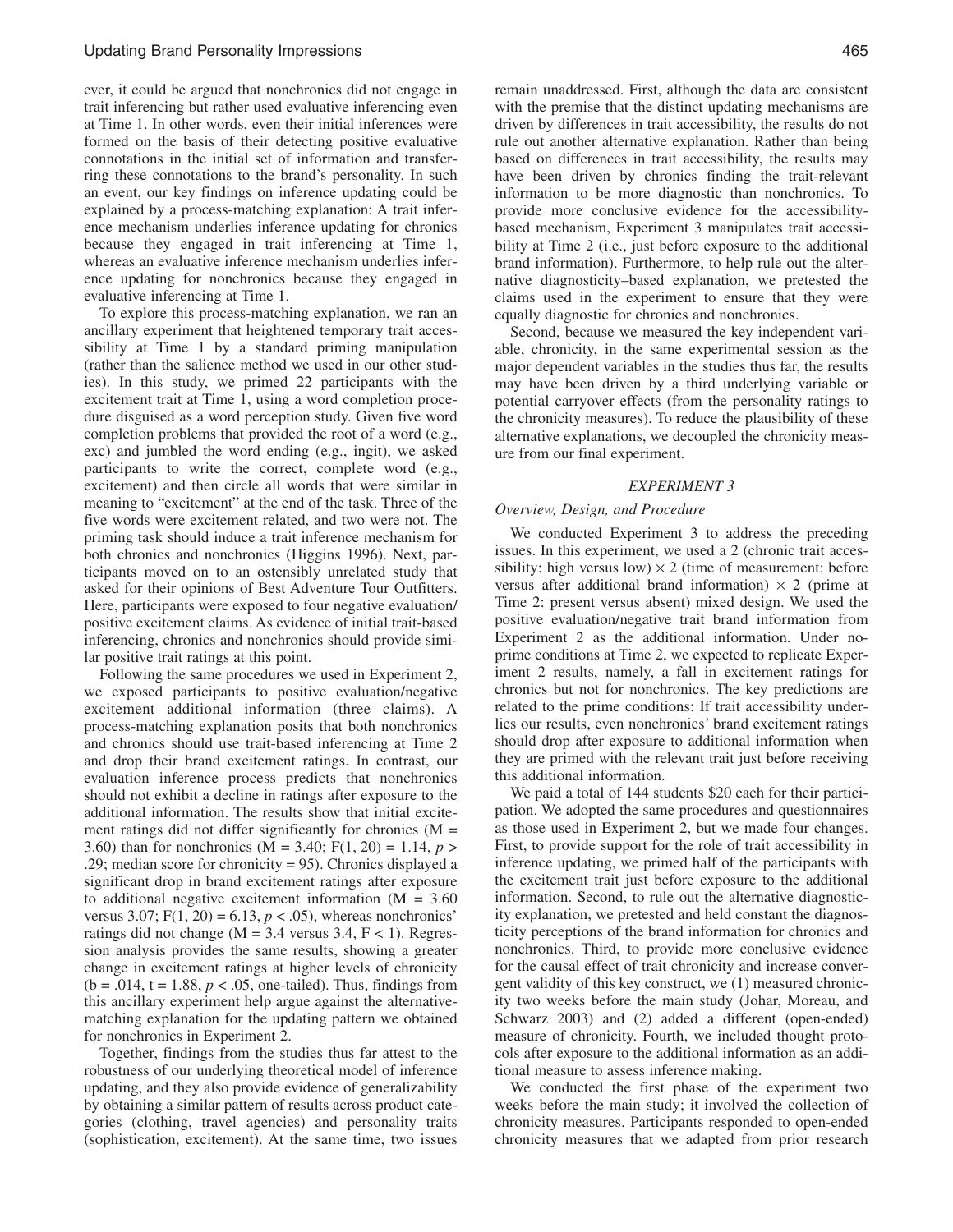ever, it could be argued that nonchronics did not engage in trait inferencing but rather used evaluative inferencing even at Time 1. In other words, even their initial inferences were formed on the basis of their detecting positive evaluative connotations in the initial set of information and transferring these connotations to the brand's personality. In such an event, our key findings on inference updating could be explained by a process-matching explanation: A trait inference mechanism underlies inference updating for chronics because they engaged in trait inferencing at Time 1, whereas an evaluative inference mechanism underlies inference updating for nonchronics because they engaged in evaluative inferencing at Time 1.

To explore this process-matching explanation, we ran an ancillary experiment that heightened temporary trait accessibility at Time 1 by a standard priming manipulation (rather than the salience method we used in our other studies). In this study, we primed 22 participants with the excitement trait at Time 1, using a word completion procedure disguised as a word perception study. Given five word completion problems that provided the root of a word (e.g., exc) and jumbled the word ending (e.g., ingit), we asked participants to write the correct, complete word (e.g., excitement) and then circle all words that were similar in meaning to "excitement" at the end of the task. Three of the five words were excitement related, and two were not. The priming task should induce a trait inference mechanism for both chronics and nonchronics (Higgins 1996). Next, participants moved on to an ostensibly unrelated study that asked for their opinions of Best Adventure Tour Outfitters. Here, participants were exposed to four negative evaluation/positive excitement claims. As evidence of initial trait-based inferencing, chronics and nonchronics should provide similar positive trait ratings at this point.

Following the same procedures we used in Experiment 2, we exposed participants to positive evaluation/negative excitement additional information (three claims). A process-matching explanation posits that both nonchronics and chronics should use trait-based inferencing at Time 2 and drop their brand excitement ratings. In contrast, our evaluation inference process predicts that nonchronics should not exhibit a decline in ratings after exposure to the additional information. The results show that initial excitement ratings did not differ significantly for chronics ($M = 3.60$) than for nonchronics ($M = 3.40$; $F(1, 20) = 1.14$, $p > .29$; median score for chronicity = 95). Chronics displayed a significant drop in brand excitement ratings after exposure to additional negative excitement information ($M = 3.60$ versus 3.07; $F(1, 20) = 6.13$, $p < .05$), whereas nonchronics' ratings did not change ($M = 3.4$ versus 3.4, $F < 1$). Regression analysis provides the same results, showing a greater change in excitement ratings at higher levels of chronicity ($b = .014$, $t = 1.88$, $p < .05$, one-tailed). Thus, findings from this ancillary experiment help argue against the alternative-matching explanation for the updating pattern we obtained for nonchronics in Experiment 2.

Together, findings from the studies thus far attest to the robustness of our underlying theoretical model of inference updating, and they also provide evidence of generalizability by obtaining a similar pattern of results across product categories (clothing, travel agencies) and personality traits (sophistication, excitement). At the same time, two issues remain unaddressed. First, although the data are consistent with the premise that the distinct updating mechanisms are driven by differences in trait accessibility, the results do not rule out another alternative explanation. Rather than being based on differences in trait accessibility, the results may have been driven by chronics finding the trait-relevant information to be more diagnostic than nonchronics. To provide more conclusive evidence for the accessibility-based mechanism, Experiment 3 manipulates trait accessibility at Time 2 (i.e., just before exposure to the additional brand information). Furthermore, to help rule out the alternative diagnosticity–based explanation, we pretested the claims used in the experiment to ensure that they were equally diagnostic for chronics and nonchronics.

Second, because we measured the key independent variable, chronicity, in the same experimental session as the major dependent variables in the studies thus far, the results may have been driven by a third underlying variable or potential carryover effects (from the personality ratings to the chronicity measures). To reduce the plausibility of these alternative explanations, we decoupled the chronicity measure from our final experiment.

## EXPERIMENT 3

### Overview, Design, and Procedure

We conducted Experiment 3 to address the preceding issues. In this experiment, we used a 2 (chronic trait accessibility: high versus low) × 2 (time of measurement: before versus after additional brand information) × 2 (prime at Time 2: present versus absent) mixed design. We used the positive evaluation/negative trait brand information from Experiment 2 as the additional information. Under no-prime conditions at Time 2, we expected to replicate Experiment 2 results, namely, a fall in excitement ratings for chronics but not for nonchronics. The key predictions are related to the prime conditions: If trait accessibility underlies our results, even nonchronics' brand excitement ratings should drop after exposure to additional information when they are primed with the relevant trait just before receiving this additional information.

We paid a total of 144 students $20 each for their participation. We adopted the same procedures and questionnaires as those used in Experiment 2, but we made four changes. First, to provide support for the role of trait accessibility in inference updating, we primed half of the participants with the excitement trait just before exposure to the additional information. Second, to rule out the alternative diagnosticity explanation, we pretested and held constant the diagnosticity perceptions of the brand information for chronics and nonchronics. Third, to provide more conclusive evidence for the causal effect of trait chronicity and increase convergent validity of this key construct, we (1) measured chronicity two weeks before the main study (Johar, Moreau, and Schwarz 2003) and (2) added a different (open-ended) measure of chronicity. Fourth, we included thought protocols after exposure to the additional information as an additional measure to assess inference making.

We conducted the first phase of the experiment two weeks before the main study; it involved the collection of chronicity measures. Participants responded to open-ended chronicity measures that we adapted from prior research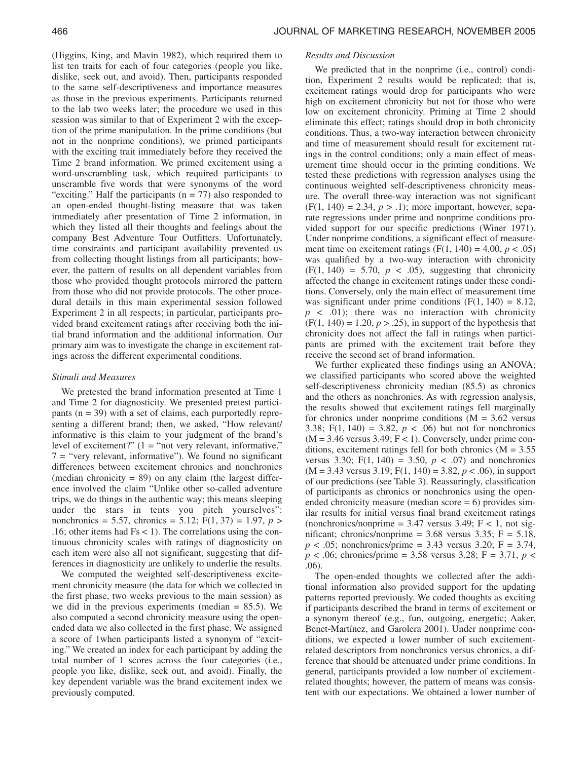(Higgins, King, and Mavin 1982), which required them to list ten traits for each of four categories (people you like, dislike, seek out, and avoid). Then, participants responded to the same self-descriptiveness and importance measures as those in the previous experiments. Participants returned to the lab two weeks later; the procedure we used in this session was similar to that of Experiment 2 with the exception of the prime manipulation. In the prime conditions (but not in the nonprime conditions), we primed participants with the exciting trait immediately before they received the Time 2 brand information. We primed excitement using a word-unscrambling task, which required participants to unscramble five words that were synonyms of the word "exciting." Half the participants ($n = 77$) also responded to an open-ended thought-listing measure that was taken immediately after presentation of Time 2 information, in which they listed all their thoughts and feelings about the company Best Adventure Tour Outfitters. Unfortunately, time constraints and participant availability prevented us from collecting thought listings from all participants; however, the pattern of results on all dependent variables from those who provided thought protocols mirrored the pattern from those who did not provide protocols. The other procedural details in this main experimental session followed Experiment 2 in all respects; in particular, participants provided brand excitement ratings after receiving both the initial brand information and the additional information. Our primary aim was to investigate the change in excitement ratings across the different experimental conditions.

### *Stimuli and Measures*

We pretested the brand information presented at Time 1 and Time 2 for diagnosticity. We presented pretest participants ($n = 39$) with a set of claims, each purportedly representing a different brand; then, we asked, "How relevant/informative is this claim to your judgment of the brand's level of excitement?" (1 = "not very relevant, informative," 7 = "very relevant, informative"). We found no significant differences between excitement chronics and nonchronics (median chronicity = 89) on any claim (the largest difference involved the claim "Unlike other so-called adventure trips, we do things in the authentic way; this means sleeping under the stars in tents you pitch yourselves": nonchronics = 5.57, chronics = 5.12; $F(1, 37) = 1.97$, $p > .16$; other items had $Fs < 1$). The correlations using the continuous chronicity scales with ratings of diagnosticity on each item were also all not significant, suggesting that differences in diagnosticity are unlikely to underlie the results.

We computed the weighted self-descriptiveness excitement chronicity measure (the data for which we collected in the first phase, two weeks previous to the main session) as we did in the previous experiments (median = 85.5). We also computed a second chronicity measure using the open-ended data we also collected in the first phase. We assigned a score of 1when participants listed a synonym of "exciting." We created an index for each participant by adding the total number of 1 scores across the four categories (i.e., people you like, dislike, seek out, and avoid). Finally, the key dependent variable was the brand excitement index we previously computed.

### *Results and Discussion*

We predicted that in the nonprime (i.e., control) condition, Experiment 2 results would be replicated; that is, excitement ratings would drop for participants who were high on excitement chronicity but not for those who were low on excitement chronicity. Priming at Time 2 should eliminate this effect; ratings should drop in both chronicity conditions. Thus, a two-way interaction between chronicity and time of measurement should result for excitement ratings in the control conditions; only a main effect of measurement time should occur in the priming conditions. We tested these predictions with regression analyses using the continuous weighted self-descriptiveness chronicity measure. The overall three-way interaction was not significant ($F(1, 140) = 2.34$, $p > .1$); more important, however, separate regressions under prime and nonprime conditions provided support for our specific predictions (Winer 1971). Under nonprime conditions, a significant effect of measurement time on excitement ratings ($F(1, 140) = 4.00$, $p < .05$) was qualified by a two-way interaction with chronicity ($F(1, 140) = 5.70$, $p < .05$), suggesting that chronicity affected the change in excitement ratings under these conditions. Conversely, only the main effect of measurement time was significant under prime conditions ($F(1, 140) = 8.12$, $p < .01$); there was no interaction with chronicity ($F(1, 140) = 1.20$, $p > .25$), in support of the hypothesis that chronicity does not affect the fall in ratings when participants are primed with the excitement trait before they receive the second set of brand information.

We further explicated these findings using an ANOVA; we classified participants who scored above the weighted self-descriptiveness chronicity median (85.5) as chronics and the others as nonchronics. As with regression analysis, the results showed that excitement ratings fell marginally for chronics under nonprime conditions ($M = 3.62$ versus 3.38; $F(1, 140) = 3.82$, $p < .06$) but not for nonchronics ($M = 3.46$ versus 3.49; $F < 1$). Conversely, under prime conditions, excitement ratings fell for both chronics ($M = 3.55$ versus 3.30; $F(1, 140) = 3.50$, $p < .07$) and nonchronics ($M = 3.43$ versus 3.19; $F(1, 140) = 3.82$, $p < .06$), in support of our predictions (see Table 3). Reassuringly, classification of participants as chronics or nonchronics using the open-ended chronicity measure (median score = 6) provides similar results for initial versus final brand excitement ratings (nonchronics/nonprime = 3.47 versus 3.49; $F < 1$, not significant; chronics/nonprime = 3.68 versus 3.35; $F = 5.18$, $p < .05$; nonchronics/prime = 3.43 versus 3.20; $F = 3.74$, $p < .06$; chronics/prime = 3.58 versus 3.28; $F = 3.71$, $p < .06$).

The open-ended thoughts we collected after the additional information also provided support for the updating patterns reported previously. We coded thoughts as exciting if participants described the brand in terms of excitement or a synonym thereof (e.g., fun, outgoing, energetic; Aaker, Benet-Martínez, and Garolera 2001). Under nonprime conditions, we expected a lower number of such excitement-related descriptors from nonchronics versus chronics, a difference that should be attenuated under prime conditions. In general, participants provided a low number of excitement-related thoughts; however, the pattern of means was consistent with our expectations. We obtained a lower number of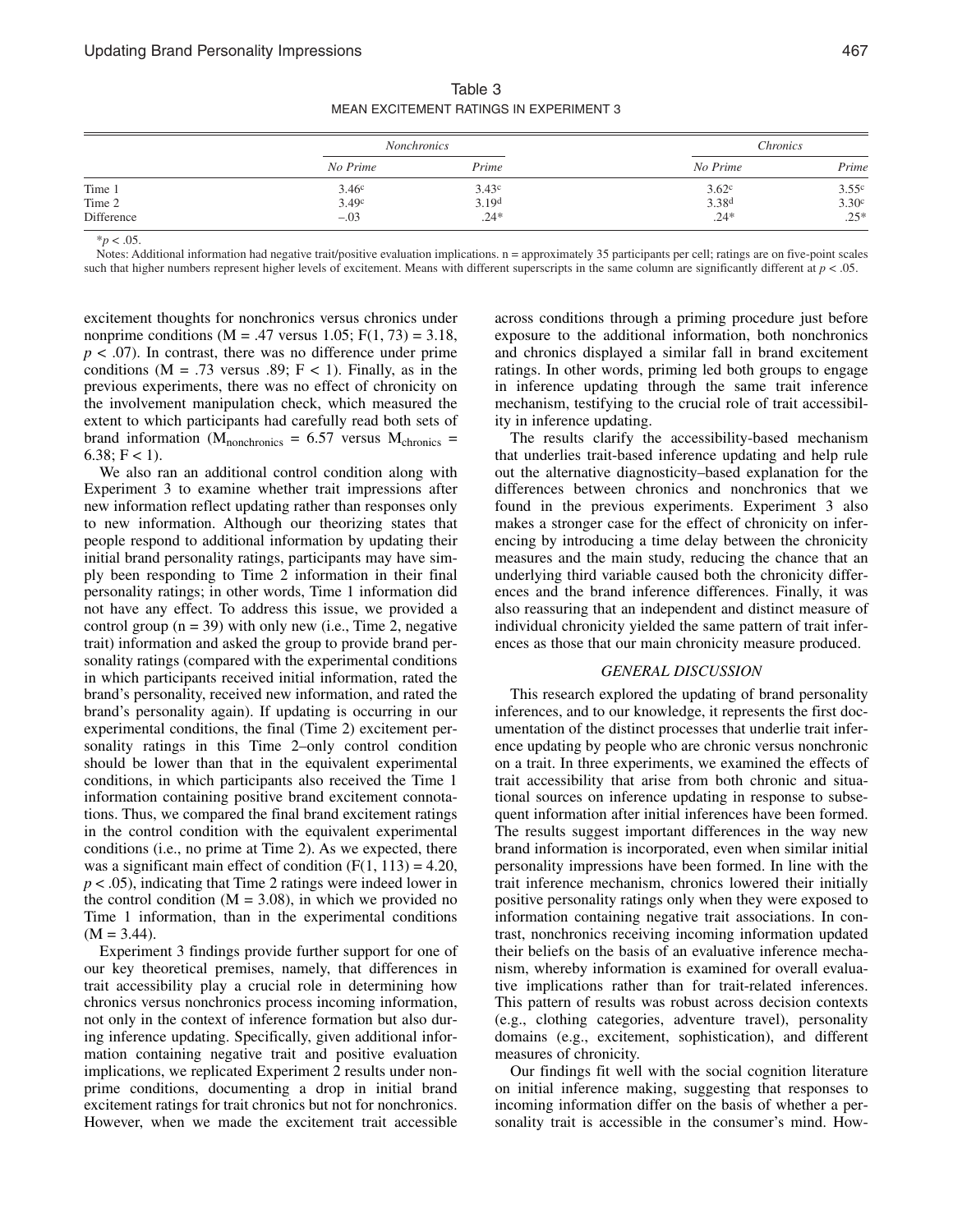Table 3
MEAN EXCITEMENT RATINGS IN EXPERIMENT 3

| | *Nonchronics* | | *Chronics* | |
|---|---|---|---|---|
| | *No Prime* | *Prime* | *No Prime* | *Prime* |
| Time 1 | 3.46[c] | 3.43[c] | 3.62[c] | 3.55[c] |
| Time 2 | 3.49[c] | 3.19[d] | 3.38[d] | 3.30[c] |
| Difference | –.03 | .24* | .24* | .25* |

*$p < .05$.

Notes: Additional information had negative trait/positive evaluation implications. n = approximately 35 participants per cell; ratings are on five-point scales such that higher numbers represent higher levels of excitement. Means with different superscripts in the same column are significantly different at $p < .05$.

excitement thoughts for nonchronics versus chronics under nonprime conditions (M = .47 versus 1.05; $F(1, 73) = 3.18$, $p < .07$). In contrast, there was no difference under prime conditions (M = .73 versus .89; $F < 1$). Finally, as in the previous experiments, there was no effect of chronicity on the involvement manipulation check, which measured the extent to which participants had carefully read both sets of brand information ($M_{nonchronics}$ = 6.57 versus $M_{chronics}$ = 6.38; $F < 1$).

We also ran an additional control condition along with Experiment 3 to examine whether trait impressions after new information reflect updating rather than responses only to new information. Although our theorizing states that people respond to additional information by updating their initial brand personality ratings, participants may have simply been responding to Time 2 information in their final personality ratings; in other words, Time 1 information did not have any effect. To address this issue, we provided a control group (n = 39) with only new (i.e., Time 2, negative trait) information and asked the group to provide brand personality ratings (compared with the experimental conditions in which participants received initial information, rated the brand's personality, received new information, and rated the brand's personality again). If updating is occurring in our experimental conditions, the final (Time 2) excitement personality ratings in this Time 2–only control condition should be lower than that in the equivalent experimental conditions, in which participants also received the Time 1 information containing positive brand excitement connotations. Thus, we compared the final brand excitement ratings in the control condition with the equivalent experimental conditions (i.e., no prime at Time 2). As we expected, there was a significant main effect of condition ($F(1, 113) = 4.20$, $p < .05$), indicating that Time 2 ratings were indeed lower in the control condition (M = 3.08), in which we provided no Time 1 information, than in the experimental conditions (M = 3.44).

Experiment 3 findings provide further support for one of our key theoretical premises, namely, that differences in trait accessibility play a crucial role in determining how chronics versus nonchronics process incoming information, not only in the context of inference formation but also during inference updating. Specifically, given additional information containing negative trait and positive evaluation implications, we replicated Experiment 2 results under nonprime conditions, documenting a drop in initial brand excitement ratings for trait chronics but not for nonchronics. However, when we made the excitement trait accessible across conditions through a priming procedure just before exposure to the additional information, both nonchronics and chronics displayed a similar fall in brand excitement ratings. In other words, priming led both groups to engage in inference updating through the same trait inference mechanism, testifying to the crucial role of trait accessibility in inference updating.

The results clarify the accessibility-based mechanism that underlies trait-based inference updating and help rule out the alternative diagnosticity–based explanation for the differences between chronics and nonchronics that we found in the previous experiments. Experiment 3 also makes a stronger case for the effect of chronicity on inferencing by introducing a time delay between the chronicity measures and the main study, reducing the chance that an underlying third variable caused both the chronicity differences and the brand inference differences. Finally, it was also reassuring that an independent and distinct measure of individual chronicity yielded the same pattern of trait inferences as those that our main chronicity measure produced.

## GENERAL DISCUSSION

This research explored the updating of brand personality inferences, and to our knowledge, it represents the first documentation of the distinct processes that underlie trait inference updating by people who are chronic versus nonchronic on a trait. In three experiments, we examined the effects of trait accessibility that arise from both chronic and situational sources on inference updating in response to subsequent information after initial inferences have been formed. The results suggest important differences in the way new brand information is incorporated, even when similar initial personality impressions have been formed. In line with the trait inference mechanism, chronics lowered their initially positive personality ratings only when they were exposed to information containing negative trait associations. In contrast, nonchronics receiving incoming information updated their beliefs on the basis of an evaluative inference mechanism, whereby information is examined for overall evaluative implications rather than for trait-related inferences. This pattern of results was robust across decision contexts (e.g., clothing categories, adventure travel), personality domains (e.g., excitement, sophistication), and different measures of chronicity.

Our findings fit well with the social cognition literature on initial inference making, suggesting that responses to incoming information differ on the basis of whether a personality trait is accessible in the consumer's mind. How-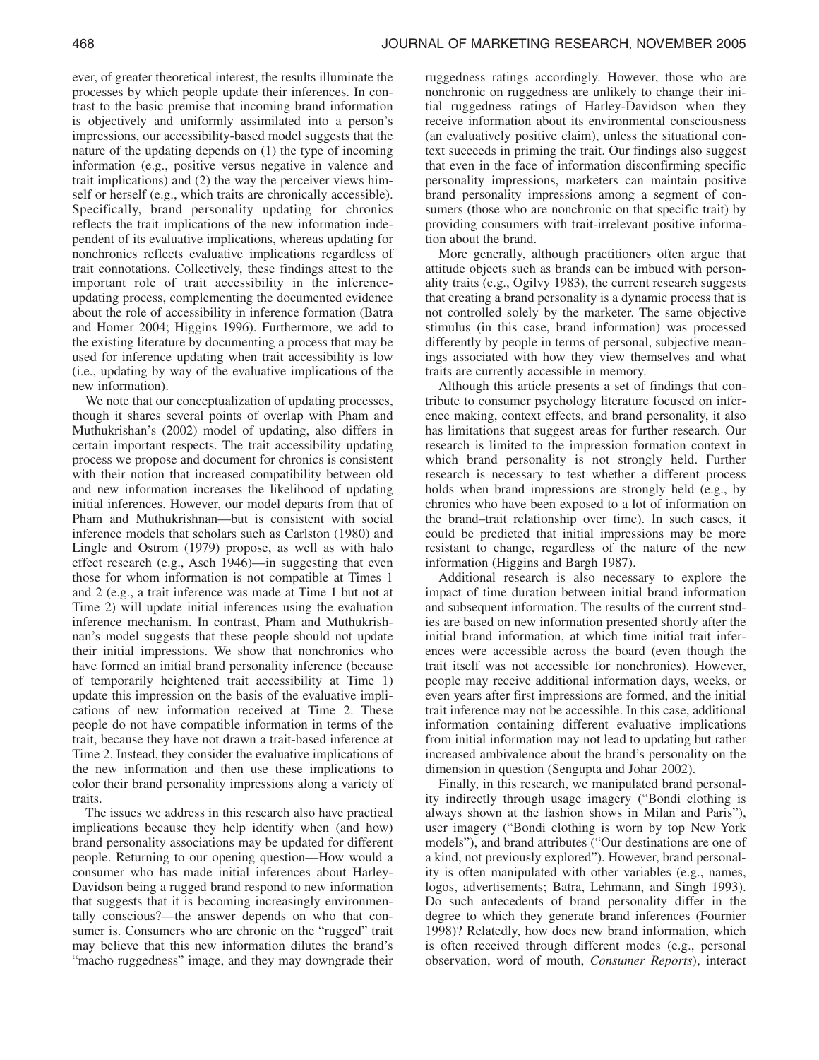ever, of greater theoretical interest, the results illuminate the processes by which people update their inferences. In contrast to the basic premise that incoming brand information is objectively and uniformly assimilated into a person's impressions, our accessibility-based model suggests that the nature of the updating depends on (1) the type of incoming information (e.g., positive versus negative in valence and trait implications) and (2) the way the perceiver views himself or herself (e.g., which traits are chronically accessible). Specifically, brand personality updating for chronics reflects the trait implications of the new information independent of its evaluative implications, whereas updating for nonchronics reflects evaluative implications regardless of trait connotations. Collectively, these findings attest to the important role of trait accessibility in the inference-updating process, complementing the documented evidence about the role of accessibility in inference formation (Batra and Homer 2004; Higgins 1996). Furthermore, we add to the existing literature by documenting a process that may be used for inference updating when trait accessibility is low (i.e., updating by way of the evaluative implications of the new information).

We note that our conceptualization of updating processes, though it shares several points of overlap with Pham and Muthukrishan's (2002) model of updating, also differs in certain important respects. The trait accessibility updating process we propose and document for chronics is consistent with their notion that increased compatibility between old and new information increases the likelihood of updating initial inferences. However, our model departs from that of Pham and Muthukrishnan—but is consistent with social inference models that scholars such as Carlston (1980) and Lingle and Ostrom (1979) propose, as well as with halo effect research (e.g., Asch 1946)—in suggesting that even those for whom information is not compatible at Times 1 and 2 (e.g., a trait inference was made at Time 1 but not at Time 2) will update initial inferences using the evaluation inference mechanism. In contrast, Pham and Muthukrishnan's model suggests that these people should not update their initial impressions. We show that nonchronics who have formed an initial brand personality inference (because of temporarily heightened trait accessibility at Time 1) update this impression on the basis of the evaluative implications of new information received at Time 2. These people do not have compatible information in terms of the trait, because they have not drawn a trait-based inference at Time 2. Instead, they consider the evaluative implications of the new information and then use these implications to color their brand personality impressions along a variety of traits.

The issues we address in this research also have practical implications because they help identify when (and how) brand personality associations may be updated for different people. Returning to our opening question—How would a consumer who has made initial inferences about Harley-Davidson being a rugged brand respond to new information that suggests that it is becoming increasingly environmentally conscious?—the answer depends on who that consumer is. Consumers who are chronic on the "rugged" trait may believe that this new information dilutes the brand's "macho ruggedness" image, and they may downgrade their ruggedness ratings accordingly. However, those who are nonchronic on ruggedness are unlikely to change their initial ruggedness ratings of Harley-Davidson when they receive information about its environmental consciousness (an evaluatively positive claim), unless the situational context succeeds in priming the trait. Our findings also suggest that even in the face of information disconfirming specific personality impressions, marketers can maintain positive brand personality impressions among a segment of consumers (those who are nonchronic on that specific trait) by providing consumers with trait-irrelevant positive information about the brand.

More generally, although practitioners often argue that attitude objects such as brands can be imbued with personality traits (e.g., Ogilvy 1983), the current research suggests that creating a brand personality is a dynamic process that is not controlled solely by the marketer. The same objective stimulus (in this case, brand information) was processed differently by people in terms of personal, subjective meanings associated with how they view themselves and what traits are currently accessible in memory.

Although this article presents a set of findings that contribute to consumer psychology literature focused on inference making, context effects, and brand personality, it also has limitations that suggest areas for further research. Our research is limited to the impression formation context in which brand personality is not strongly held. Further research is necessary to test whether a different process holds when brand impressions are strongly held (e.g., by chronics who have been exposed to a lot of information on the brand–trait relationship over time). In such cases, it could be predicted that initial impressions may be more resistant to change, regardless of the nature of the new information (Higgins and Bargh 1987).

Additional research is also necessary to explore the impact of time duration between initial brand information and subsequent information. The results of the current studies are based on new information presented shortly after the initial brand information, at which time initial trait inferences were accessible across the board (even though the trait itself was not accessible for nonchronics). However, people may receive additional information days, weeks, or even years after first impressions are formed, and the initial trait inference may not be accessible. In this case, additional information containing different evaluative implications from initial information may not lead to updating but rather increased ambivalence about the brand's personality on the dimension in question (Sengupta and Johar 2002).

Finally, in this research, we manipulated brand personality indirectly through usage imagery ("Bondi clothing is always shown at the fashion shows in Milan and Paris"), user imagery ("Bondi clothing is worn by top New York models"), and brand attributes ("Our destinations are one of a kind, not previously explored"). However, brand personality is often manipulated with other variables (e.g., names, logos, advertisements; Batra, Lehmann, and Singh 1993). Do such antecedents of brand personality differ in the degree to which they generate brand inferences (Fournier 1998)? Relatedly, how does new brand information, which is often received through different modes (e.g., personal observation, word of mouth, *Consumer Reports*), interact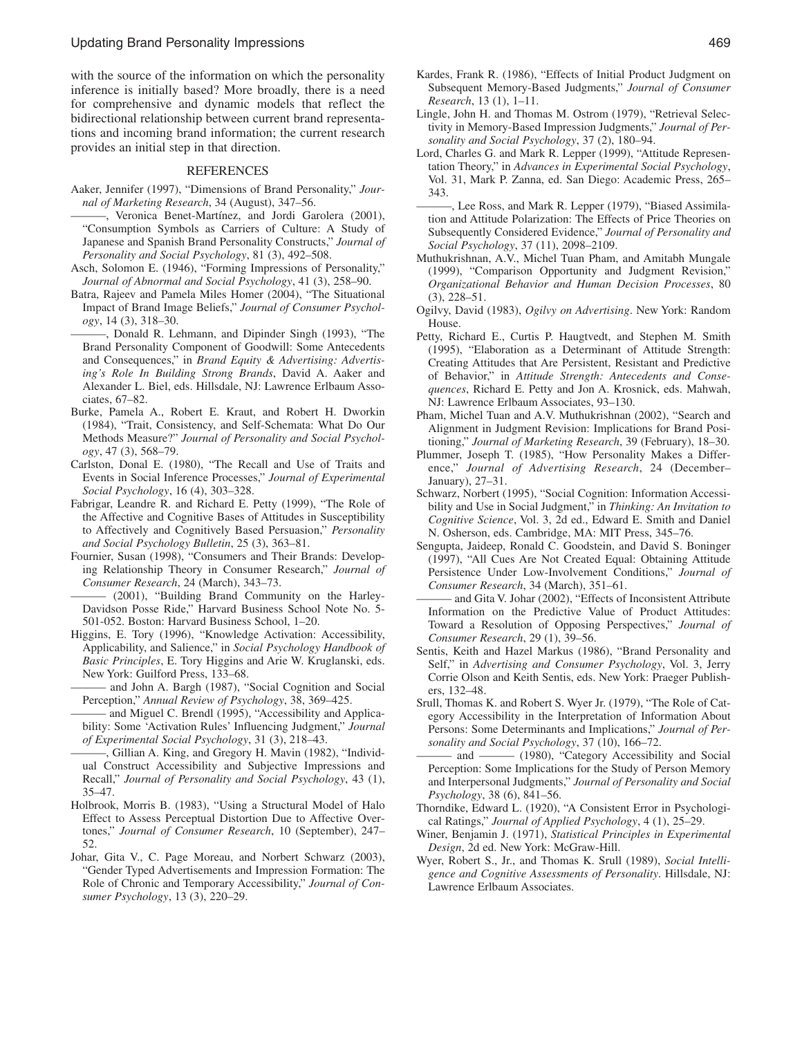with the source of the information on which the personality inference is initially based? More broadly, there is a need for comprehensive and dynamic models that reflect the bidirectional relationship between current brand representations and incoming brand information; the current research provides an initial step in that direction.

## REFERENCES

Aaker, Jennifer (1997), "Dimensions of Brand Personality," *Journal of Marketing Research*, 34 (August), 347–56.

———, Veronica Benet-Martínez, and Jordi Garolera (2001), "Consumption Symbols as Carriers of Culture: A Study of Japanese and Spanish Brand Personality Constructs," *Journal of Personality and Social Psychology*, 81 (3), 492–508.

Asch, Solomon E. (1946), "Forming Impressions of Personality," *Journal of Abnormal and Social Psychology*, 41 (3), 258–90.

Batra, Rajeev and Pamela Miles Homer (2004), "The Situational Impact of Brand Image Beliefs," *Journal of Consumer Psychology*, 14 (3), 318–30.

———, Donald R. Lehmann, and Dipinder Singh (1993), "The Brand Personality Component of Goodwill: Some Antecedents and Consequences," in *Brand Equity & Advertising: Advertising's Role In Building Strong Brands*, David A. Aaker and Alexander L. Biel, eds. Hillsdale, NJ: Lawrence Erlbaum Associates, 67–82.

Burke, Pamela A., Robert E. Kraut, and Robert H. Dworkin (1984), "Trait, Consistency, and Self-Schemata: What Do Our Methods Measure?" *Journal of Personality and Social Psychology*, 47 (3), 568–79.

Carlston, Donal E. (1980), "The Recall and Use of Traits and Events in Social Inference Processes," *Journal of Experimental Social Psychology*, 16 (4), 303–328.

Fabrigar, Leandre R. and Richard E. Petty (1999), "The Role of the Affective and Cognitive Bases of Attitudes in Susceptibility to Affectively and Cognitively Based Persuasion," *Personality and Social Psychology Bulletin*, 25 (3), 363–81.

Fournier, Susan (1998), "Consumers and Their Brands: Developing Relationship Theory in Consumer Research," *Journal of Consumer Research*, 24 (March), 343–73.

——— (2001), "Building Brand Community on the Harley-Davidson Posse Ride," Harvard Business School Note No. 5-501-052. Boston: Harvard Business School, 1–20.

Higgins, E. Tory (1996), "Knowledge Activation: Accessibility, Applicability, and Salience," in *Social Psychology Handbook of Basic Principles*, E. Tory Higgins and Arie W. Kruglanski, eds. New York: Guilford Press, 133–68.

——— and John A. Bargh (1987), "Social Cognition and Social Perception," *Annual Review of Psychology*, 38, 369–425.

——— and Miguel C. Brendl (1995), "Accessibility and Applicability: Some 'Activation Rules' Influencing Judgment," *Journal of Experimental Social Psychology*, 31 (3), 218–43.

———, Gillian A. King, and Gregory H. Mavin (1982), "Individual Construct Accessibility and Subjective Impressions and Recall," *Journal of Personality and Social Psychology*, 43 (1), 35–47.

Holbrook, Morris B. (1983), "Using a Structural Model of Halo Effect to Assess Perceptual Distortion Due to Affective Overtones," *Journal of Consumer Research*, 10 (September), 247–52.

Johar, Gita V., C. Page Moreau, and Norbert Schwarz (2003), "Gender Typed Advertisements and Impression Formation: The Role of Chronic and Temporary Accessibility," *Journal of Consumer Psychology*, 13 (3), 220–29.

Kardes, Frank R. (1986), "Effects of Initial Product Judgment on Subsequent Memory-Based Judgments," *Journal of Consumer Research*, 13 (1), 1–11.

Lingle, John H. and Thomas M. Ostrom (1979), "Retrieval Selectivity in Memory-Based Impression Judgments," *Journal of Personality and Social Psychology*, 37 (2), 180–94.

Lord, Charles G. and Mark R. Lepper (1999), "Attitude Representation Theory," in *Advances in Experimental Social Psychology*, Vol. 31, Mark P. Zanna, ed. San Diego: Academic Press, 265–343.

———, Lee Ross, and Mark R. Lepper (1979), "Biased Assimilation and Attitude Polarization: The Effects of Price Theories on Subsequently Considered Evidence," *Journal of Personality and Social Psychology*, 37 (11), 2098–2109.

Muthukrishnan, A.V., Michel Tuan Pham, and Amitabh Mungale (1999), "Comparison Opportunity and Judgment Revision," *Organizational Behavior and Human Decision Processes*, 80 (3), 228–51.

Ogilvy, David (1983), *Ogilvy on Advertising*. New York: Random House.

Petty, Richard E., Curtis P. Haugtvedt, and Stephen M. Smith (1995), "Elaboration as a Determinant of Attitude Strength: Creating Attitudes that Are Persistent, Resistant and Predictive of Behavior," in *Attitude Strength: Antecedents and Consequences*, Richard E. Petty and Jon A. Krosnick, eds. Mahwah, NJ: Lawrence Erlbaum Associates, 93–130.

Pham, Michel Tuan and A.V. Muthukrishnan (2002), "Search and Alignment in Judgment Revision: Implications for Brand Positioning," *Journal of Marketing Research*, 39 (February), 18–30.

Plummer, Joseph T. (1985), "How Personality Makes a Difference," *Journal of Advertising Research*, 24 (December–January), 27–31.

Schwarz, Norbert (1995), "Social Cognition: Information Accessibility and Use in Social Judgment," in *Thinking: An Invitation to Cognitive Science*, Vol. 3, 2d ed., Edward E. Smith and Daniel N. Osherson, eds. Cambridge, MA: MIT Press, 345–76.

Sengupta, Jaideep, Ronald C. Goodstein, and David S. Boninger (1997), "All Cues Are Not Created Equal: Obtaining Attitude Persistence Under Low-Involvement Conditions," *Journal of Consumer Research*, 34 (March), 351–61.

——— and Gita V. Johar (2002), "Effects of Inconsistent Attribute Information on the Predictive Value of Product Attitudes: Toward a Resolution of Opposing Perspectives," *Journal of Consumer Research*, 29 (1), 39–56.

Sentis, Keith and Hazel Markus (1986), "Brand Personality and Self," in *Advertising and Consumer Psychology*, Vol. 3, Jerry Corrie Olson and Keith Sentis, eds. New York: Praeger Publishers, 132–48.

Srull, Thomas K. and Robert S. Wyer Jr. (1979), "The Role of Category Accessibility in the Interpretation of Information About Persons: Some Determinants and Implications," *Journal of Personality and Social Psychology*, 37 (10), 166–72.

——— and ——— (1980), "Category Accessibility and Social Perception: Some Implications for the Study of Person Memory and Interpersonal Judgments," *Journal of Personality and Social Psychology*, 38 (6), 841–56.

Thorndike, Edward L. (1920), "A Consistent Error in Psychological Ratings," *Journal of Applied Psychology*, 4 (1), 25–29.

Winer, Benjamin J. (1971), *Statistical Principles in Experimental Design*, 2d ed. New York: McGraw-Hill.

Wyer, Robert S., Jr., and Thomas K. Srull (1989), *Social Intelligence and Cognitive Assessments of Personality*. Hillsdale, NJ: Lawrence Erlbaum Associates.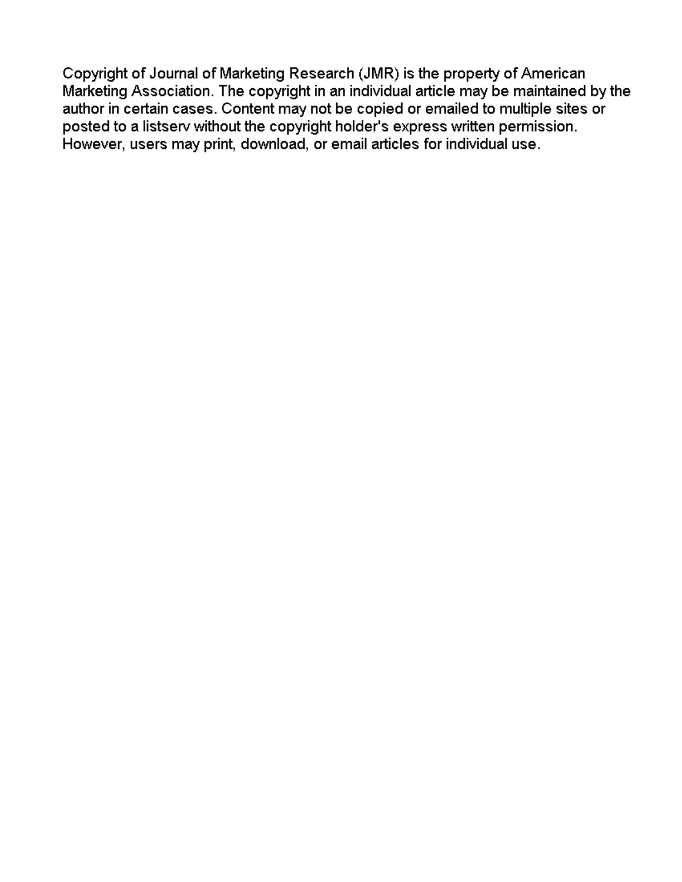Copyright of Journal of Marketing Research (JMR) is the property of American Marketing Association. The copyright in an individual article may be maintained by the author in certain cases. Content may not be copied or emailed to multiple sites or posted to a listserv without the copyright holder's express written permission. However, users may print, download, or email articles for individual use.